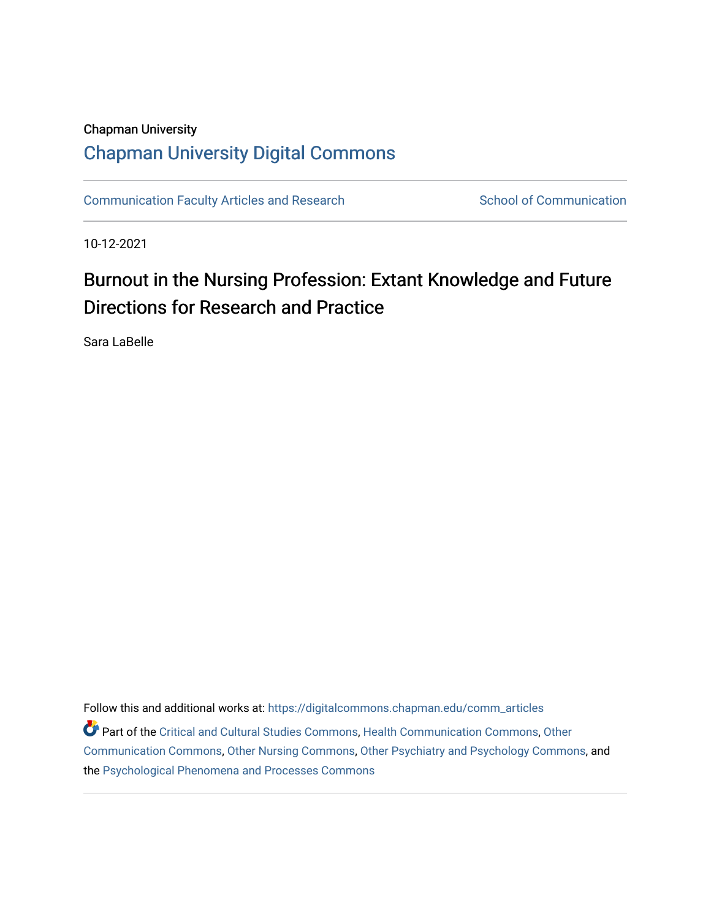Chapman University

## Chapman University Digital Commons

Communication Faculty Articles and Research | School of Communication

10-12-2021

# Burnout in the Nursing Profession: Extant Knowledge and Future Directions for Research and Practice

Sara LaBelle

Follow this and additional works at: https://digitalcommons.chapman.edu/comm_articles

Part of the Critical and Cultural Studies Commons, Health Communication Commons, Other Communication Commons, Other Nursing Commons, Other Psychiatry and Psychology Commons, and the Psychological Phenomena and Processes Commons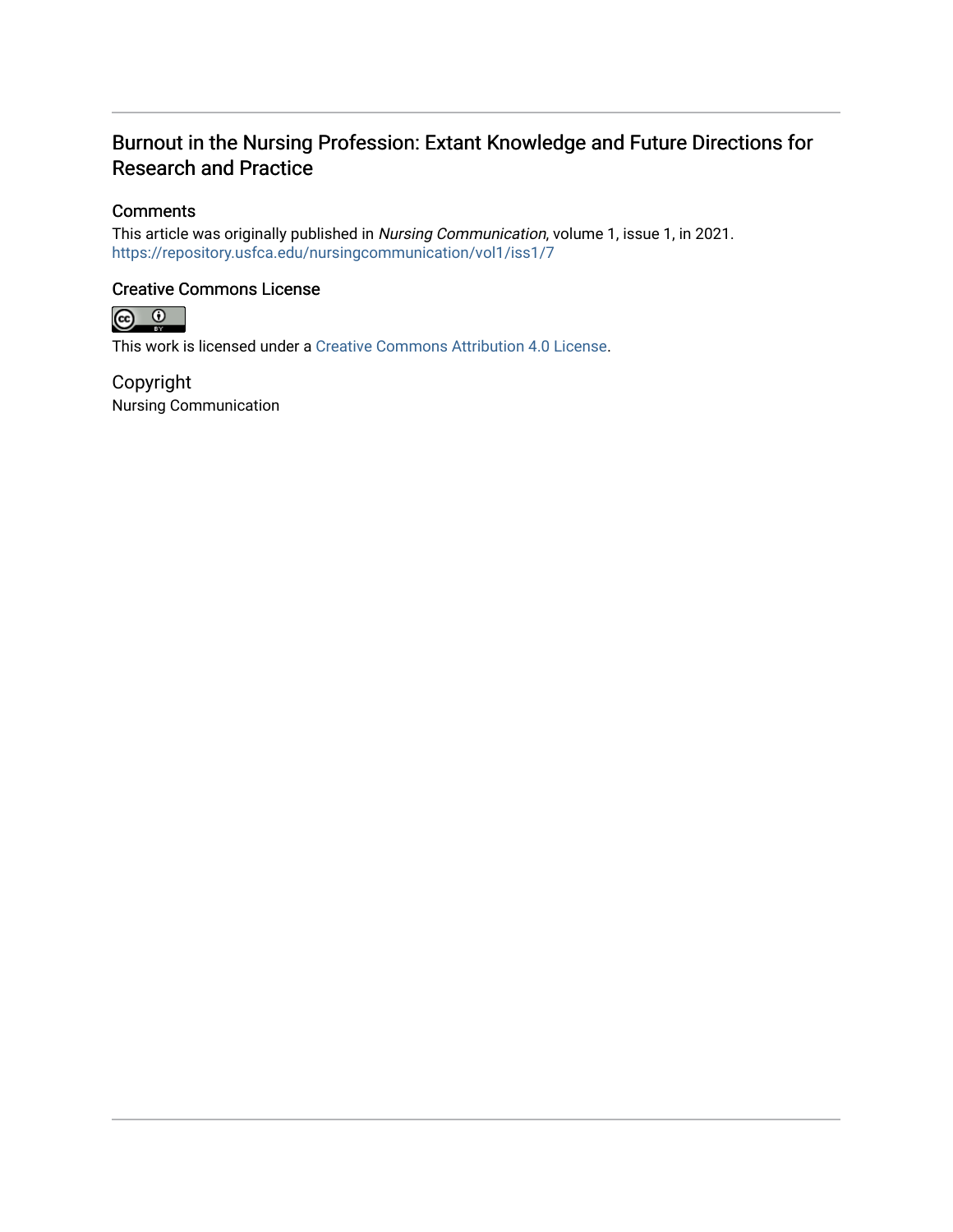# Burnout in the Nursing Profession: Extant Knowledge and Future Directions for Research and Practice

## Comments

This article was originally published in *Nursing Communication*, volume 1, issue 1, in 2021.
https://repository.usfca.edu/nursingcommunication/vol1/iss1/7

## Creative Commons License

This work is licensed under a Creative Commons Attribution 4.0 License.

## Copyright

Nursing Communication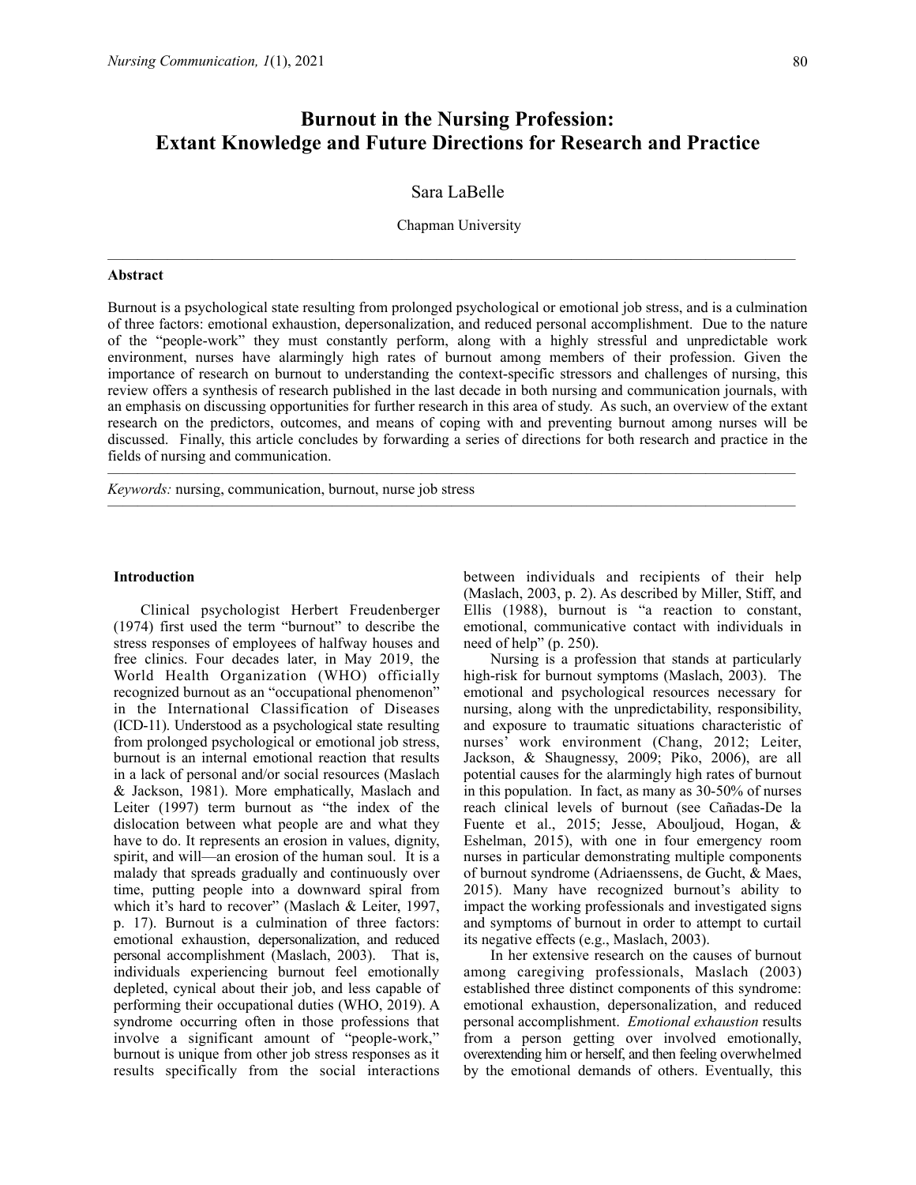# Burnout in the Nursing Profession: Extant Knowledge and Future Directions for Research and Practice

Sara LaBelle

Chapman University

---

**Abstract**

Burnout is a psychological state resulting from prolonged psychological or emotional job stress, and is a culmination of three factors: emotional exhaustion, depersonalization, and reduced personal accomplishment. Due to the nature of the "people-work" they must constantly perform, along with a highly stressful and unpredictable work environment, nurses have alarmingly high rates of burnout among members of their profession. Given the importance of research on burnout to understanding the context-specific stressors and challenges of nursing, this review offers a synthesis of research published in the last decade in both nursing and communication journals, with an emphasis on discussing opportunities for further research in this area of study. As such, an overview of the extant research on the predictors, outcomes, and means of coping with and preventing burnout among nurses will be discussed. Finally, this article concludes by forwarding a series of directions for both research and practice in the fields of nursing and communication.

---

*Keywords:* nursing, communication, burnout, nurse job stress

---

**Introduction**

Clinical psychologist Herbert Freudenberger (1974) first used the term "burnout" to describe the stress responses of employees of halfway houses and free clinics. Four decades later, in May 2019, the World Health Organization (WHO) officially recognized burnout as an "occupational phenomenon" in the International Classification of Diseases (ICD-11). Understood as a psychological state resulting from prolonged psychological or emotional job stress, burnout is an internal emotional reaction that results in a lack of personal and/or social resources (Maslach & Jackson, 1981). More emphatically, Maslach and Leiter (1997) term burnout as "the index of the dislocation between what people are and what they have to do. It represents an erosion in values, dignity, spirit, and will—an erosion of the human soul. It is a malady that spreads gradually and continuously over time, putting people into a downward spiral from which it's hard to recover" (Maslach & Leiter, 1997, p. 17). Burnout is a culmination of three factors: emotional exhaustion, depersonalization, and reduced personal accomplishment (Maslach, 2003). That is, individuals experiencing burnout feel emotionally depleted, cynical about their job, and less capable of performing their occupational duties (WHO, 2019). A syndrome occurring often in those professions that involve a significant amount of "people-work," burnout is unique from other job stress responses as it results specifically from the social interactions between individuals and recipients of their help (Maslach, 2003, p. 2). As described by Miller, Stiff, and Ellis (1988), burnout is "a reaction to constant, emotional, communicative contact with individuals in need of help" (p. 250).

Nursing is a profession that stands at particularly high-risk for burnout symptoms (Maslach, 2003). The emotional and psychological resources necessary for nursing, along with the unpredictability, responsibility, and exposure to traumatic situations characteristic of nurses' work environment (Chang, 2012; Leiter, Jackson, & Shaugnessy, 2009; Piko, 2006), are all potential causes for the alarmingly high rates of burnout in this population. In fact, as many as 30-50% of nurses reach clinical levels of burnout (see Cañadas-De la Fuente et al., 2015; Jesse, Abouljoud, Hogan, & Eshelman, 2015), with one in four emergency room nurses in particular demonstrating multiple components of burnout syndrome (Adriaenssens, de Gucht, & Maes, 2015). Many have recognized burnout's ability to impact the working professionals and investigated signs and symptoms of burnout in order to attempt to curtail its negative effects (e.g., Maslach, 2003).

In her extensive research on the causes of burnout among caregiving professionals, Maslach (2003) established three distinct components of this syndrome: emotional exhaustion, depersonalization, and reduced personal accomplishment. *Emotional exhaustion* results from a person getting over involved emotionally, overextending him or herself, and then feeling overwhelmed by the emotional demands of others. Eventually, this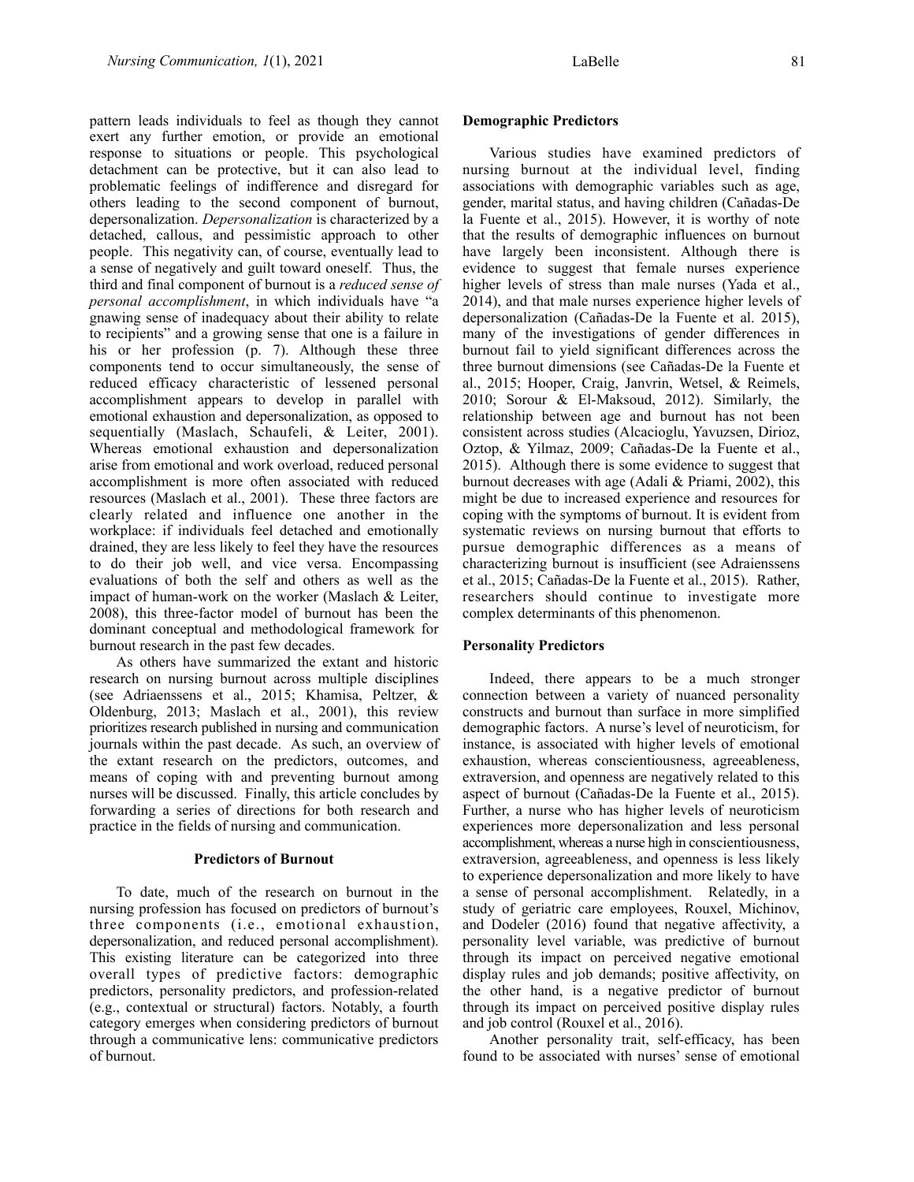pattern leads individuals to feel as though they cannot exert any further emotion, or provide an emotional response to situations or people. This psychological detachment can be protective, but it can also lead to problematic feelings of indifference and disregard for others leading to the second component of burnout, depersonalization. *Depersonalization* is characterized by a detached, callous, and pessimistic approach to other people. This negativity can, of course, eventually lead to a sense of negatively and guilt toward oneself. Thus, the third and final component of burnout is a *reduced sense of personal accomplishment*, in which individuals have "a gnawing sense of inadequacy about their ability to relate to recipients" and a growing sense that one is a failure in his or her profession (p. 7). Although these three components tend to occur simultaneously, the sense of reduced efficacy characteristic of lessened personal accomplishment appears to develop in parallel with emotional exhaustion and depersonalization, as opposed to sequentially (Maslach, Schaufeli, & Leiter, 2001). Whereas emotional exhaustion and depersonalization arise from emotional and work overload, reduced personal accomplishment is more often associated with reduced resources (Maslach et al., 2001). These three factors are clearly related and influence one another in the workplace: if individuals feel detached and emotionally drained, they are less likely to feel they have the resources to do their job well, and vice versa. Encompassing evaluations of both the self and others as well as the impact of human-work on the worker (Maslach & Leiter, 2008), this three-factor model of burnout has been the dominant conceptual and methodological framework for burnout research in the past few decades.

As others have summarized the extant and historic research on nursing burnout across multiple disciplines (see Adriaenssens et al., 2015; Khamisa, Peltzer, & Oldenburg, 2013; Maslach et al., 2001), this review prioritizes research published in nursing and communication journals within the past decade. As such, an overview of the extant research on the predictors, outcomes, and means of coping with and preventing burnout among nurses will be discussed. Finally, this article concludes by forwarding a series of directions for both research and practice in the fields of nursing and communication.

## Predictors of Burnout

To date, much of the research on burnout in the nursing profession has focused on predictors of burnout's three components (i.e., emotional exhaustion, depersonalization, and reduced personal accomplishment). This existing literature can be categorized into three overall types of predictive factors: demographic predictors, personality predictors, and profession-related (e.g., contextual or structural) factors. Notably, a fourth category emerges when considering predictors of burnout through a communicative lens: communicative predictors of burnout.

### Demographic Predictors

Various studies have examined predictors of nursing burnout at the individual level, finding associations with demographic variables such as age, gender, marital status, and having children (Cañadas-De la Fuente et al., 2015). However, it is worthy of note that the results of demographic influences on burnout have largely been inconsistent. Although there is evidence to suggest that female nurses experience higher levels of stress than male nurses (Yada et al., 2014), and that male nurses experience higher levels of depersonalization (Cañadas-De la Fuente et al. 2015), many of the investigations of gender differences in burnout fail to yield significant differences across the three burnout dimensions (see Cañadas-De la Fuente et al., 2015; Hooper, Craig, Janvrin, Wetsel, & Reimels, 2010; Sorour & El-Maksoud, 2012). Similarly, the relationship between age and burnout has not been consistent across studies (Alcacioglu, Yavuzsen, Dirioz, Oztop, & Yilmaz, 2009; Cañadas-De la Fuente et al., 2015). Although there is some evidence to suggest that burnout decreases with age (Adali & Priami, 2002), this might be due to increased experience and resources for coping with the symptoms of burnout. It is evident from systematic reviews on nursing burnout that efforts to pursue demographic differences as a means of characterizing burnout is insufficient (see Adraienssens et al., 2015; Cañadas-De la Fuente et al., 2015). Rather, researchers should continue to investigate more complex determinants of this phenomenon.

### Personality Predictors

Indeed, there appears to be a much stronger connection between a variety of nuanced personality constructs and burnout than surface in more simplified demographic factors. A nurse's level of neuroticism, for instance, is associated with higher levels of emotional exhaustion, whereas conscientiousness, agreeableness, extraversion, and openness are negatively related to this aspect of burnout (Cañadas-De la Fuente et al., 2015). Further, a nurse who has higher levels of neuroticism experiences more depersonalization and less personal accomplishment, whereas a nurse high in conscientiousness, extraversion, agreeableness, and openness is less likely to experience depersonalization and more likely to have a sense of personal accomplishment. Relatedly, in a study of geriatric care employees, Rouxel, Michinov, and Dodeler (2016) found that negative affectivity, a personality level variable, was predictive of burnout through its impact on perceived negative emotional display rules and job demands; positive affectivity, on the other hand, is a negative predictor of burnout through its impact on perceived positive display rules and job control (Rouxel et al., 2016).

Another personality trait, self-efficacy, has been found to be associated with nurses' sense of emotional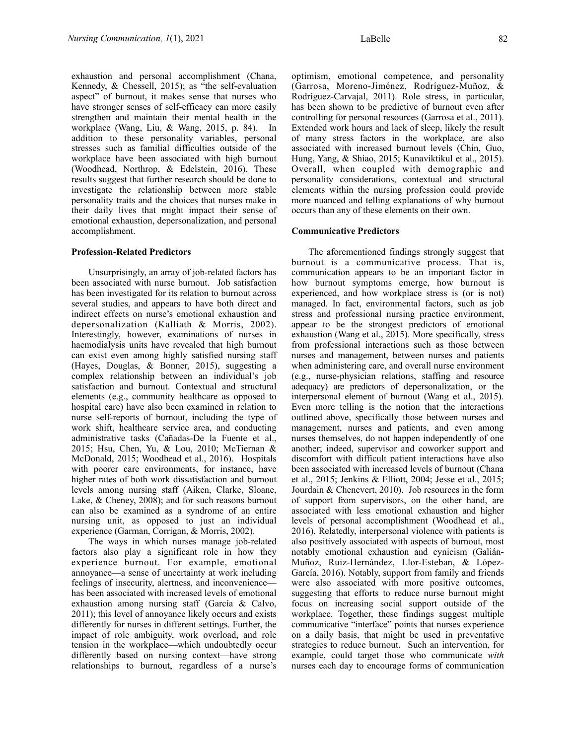exhaustion and personal accomplishment (Chana, Kennedy, & Chessell, 2015); as "the self-evaluation aspect" of burnout, it makes sense that nurses who have stronger senses of self-efficacy can more easily strengthen and maintain their mental health in the workplace (Wang, Liu, & Wang, 2015, p. 84). In addition to these personality variables, personal stresses such as familial difficulties outside of the workplace have been associated with high burnout (Woodhead, Northrop, & Edelstein, 2016). These results suggest that further research should be done to investigate the relationship between more stable personality traits and the choices that nurses make in their daily lives that might impact their sense of emotional exhaustion, depersonalization, and personal accomplishment.

### Profession-Related Predictors

Unsurprisingly, an array of job-related factors has been associated with nurse burnout. Job satisfaction has been investigated for its relation to burnout across several studies, and appears to have both direct and indirect effects on nurse's emotional exhaustion and depersonalization (Kalliath & Morris, 2002). Interestingly, however, examinations of nurses in haemodialysis units have revealed that high burnout can exist even among highly satisfied nursing staff (Hayes, Douglas, & Bonner, 2015), suggesting a complex relationship between an individual's job satisfaction and burnout. Contextual and structural elements (e.g., community healthcare as opposed to hospital care) have also been examined in relation to nurse self-reports of burnout, including the type of work shift, healthcare service area, and conducting administrative tasks (Cañadas-De la Fuente et al., 2015; Hsu, Chen, Yu, & Lou, 2010; McTiernan & McDonald, 2015; Woodhead et al., 2016). Hospitals with poorer care environments, for instance, have higher rates of both work dissatisfaction and burnout levels among nursing staff (Aiken, Clarke, Sloane, Lake, & Cheney, 2008); and for such reasons burnout can also be examined as a syndrome of an entire nursing unit, as opposed to just an individual experience (Garman, Corrigan, & Morris, 2002).

The ways in which nurses manage job-related factors also play a significant role in how they experience burnout. For example, emotional annoyance—a sense of uncertainty at work including feelings of insecurity, alertness, and inconvenience—has been associated with increased levels of emotional exhaustion among nursing staff (García & Calvo, 2011); this level of annoyance likely occurs and exists differently for nurses in different settings. Further, the impact of role ambiguity, work overload, and role tension in the workplace—which undoubtedly occur differently based on nursing context—have strong relationships to burnout, regardless of a nurse's optimism, emotional competence, and personality (Garrosa, Moreno-Jiménez, Rodríguez-Muñoz, & Rodríguez-Carvajal, 2011). Role stress, in particular, has been shown to be predictive of burnout even after controlling for personal resources (Garrosa et al., 2011). Extended work hours and lack of sleep, likely the result of many stress factors in the workplace, are also associated with increased burnout levels (Chin, Guo, Hung, Yang, & Shiao, 2015; Kunaviktikul et al., 2015). Overall, when coupled with demographic and personality considerations, contextual and structural elements within the nursing profession could provide more nuanced and telling explanations of why burnout occurs than any of these elements on their own.

### Communicative Predictors

The aforementioned findings strongly suggest that burnout is a communicative process. That is, communication appears to be an important factor in how burnout symptoms emerge, how burnout is experienced, and how workplace stress is (or is not) managed. In fact, environmental factors, such as job stress and professional nursing practice environment, appear to be the strongest predictors of emotional exhaustion (Wang et al., 2015). More specifically, stress from professional interactions such as those between nurses and management, between nurses and patients when administering care, and overall nurse environment (e.g., nurse-physician relations, staffing and resource adequacy) are predictors of depersonalization, or the interpersonal element of burnout (Wang et al., 2015). Even more telling is the notion that the interactions outlined above, specifically those between nurses and management, nurses and patients, and even among nurses themselves, do not happen independently of one another; indeed, supervisor and coworker support and discomfort with difficult patient interactions have also been associated with increased levels of burnout (Chana et al., 2015; Jenkins & Elliott, 2004; Jesse et al., 2015; Jourdain & Chenevert, 2010). Job resources in the form of support from supervisors, on the other hand, are associated with less emotional exhaustion and higher levels of personal accomplishment (Woodhead et al., 2016). Relatedly, interpersonal violence with patients is also positively associated with aspects of burnout, most notably emotional exhaustion and cynicism (Galián-Muñoz, Ruiz-Hernández, Llor-Esteban, & López-García, 2016). Notably, support from family and friends were also associated with more positive outcomes, suggesting that efforts to reduce nurse burnout might focus on increasing social support outside of the workplace. Together, these findings suggest multiple communicative "interface" points that nurses experience on a daily basis, that might be used in preventative strategies to reduce burnout. Such an intervention, for example, could target those who communicate *with* nurses each day to encourage forms of communication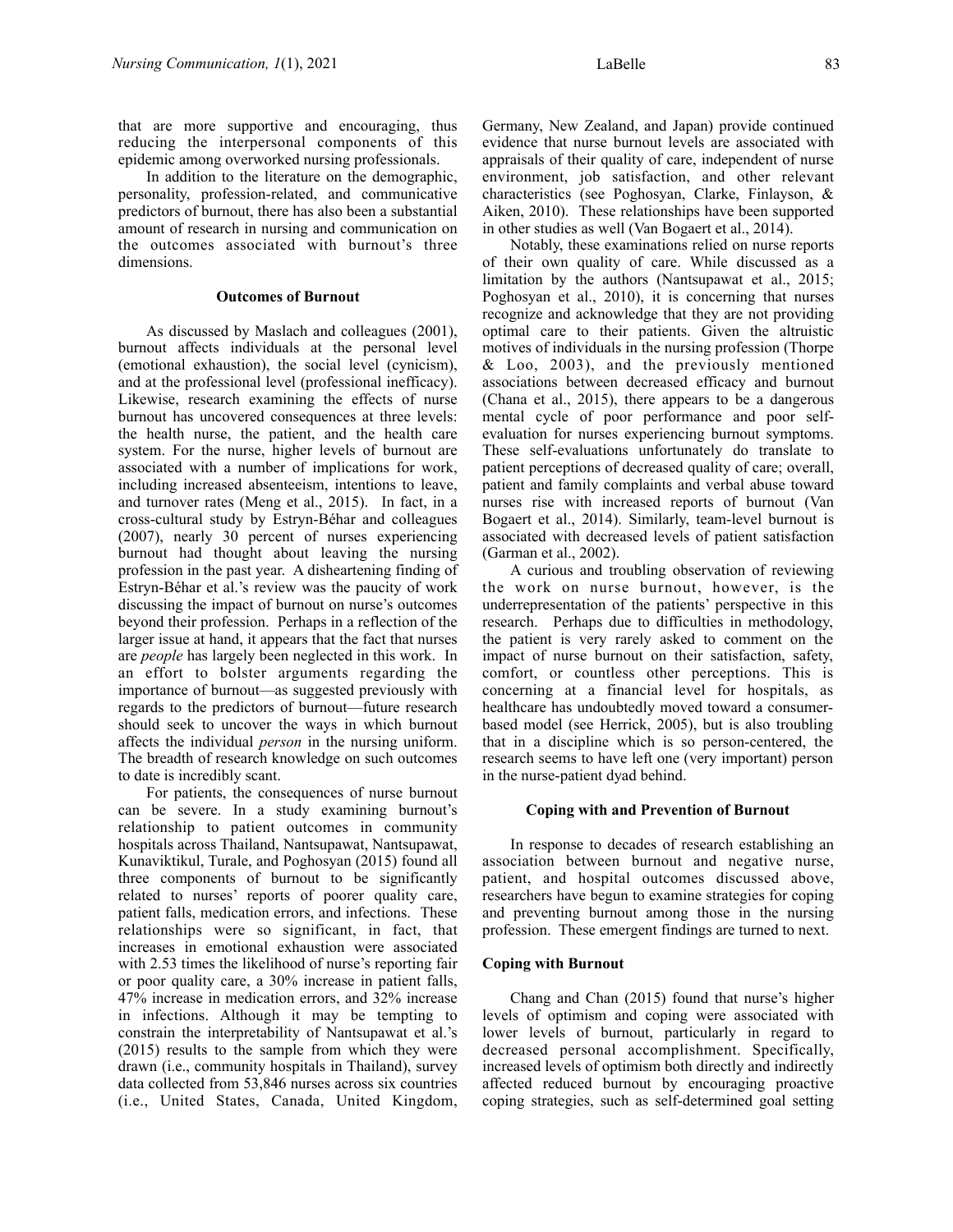that are more supportive and encouraging, thus reducing the interpersonal components of this epidemic among overworked nursing professionals.

In addition to the literature on the demographic, personality, profession-related, and communicative predictors of burnout, there has also been a substantial amount of research in nursing and communication on the outcomes associated with burnout's three dimensions.

## Outcomes of Burnout

As discussed by Maslach and colleagues (2001), burnout affects individuals at the personal level (emotional exhaustion), the social level (cynicism), and at the professional level (professional inefficacy). Likewise, research examining the effects of nurse burnout has uncovered consequences at three levels: the health nurse, the patient, and the health care system. For the nurse, higher levels of burnout are associated with a number of implications for work, including increased absenteeism, intentions to leave, and turnover rates (Meng et al., 2015). In fact, in a cross-cultural study by Estryn-Béhar and colleagues (2007), nearly 30 percent of nurses experiencing burnout had thought about leaving the nursing profession in the past year. A disheartening finding of Estryn-Béhar et al.'s review was the paucity of work discussing the impact of burnout on nurse's outcomes beyond their profession. Perhaps in a reflection of the larger issue at hand, it appears that the fact that nurses are *people* has largely been neglected in this work. In an effort to bolster arguments regarding the importance of burnout—as suggested previously with regards to the predictors of burnout—future research should seek to uncover the ways in which burnout affects the individual *person* in the nursing uniform. The breadth of research knowledge on such outcomes to date is incredibly scant.

For patients, the consequences of nurse burnout can be severe. In a study examining burnout's relationship to patient outcomes in community hospitals across Thailand, Nantsupawat, Nantsupawat, Kunaviktikul, Turale, and Poghosyan (2015) found all three components of burnout to be significantly related to nurses' reports of poorer quality care, patient falls, medication errors, and infections. These relationships were so significant, in fact, that increases in emotional exhaustion were associated with 2.53 times the likelihood of nurse's reporting fair or poor quality care, a 30% increase in patient falls, 47% increase in medication errors, and 32% increase in infections. Although it may be tempting to constrain the interpretability of Nantsupawat et al.'s (2015) results to the sample from which they were drawn (i.e., community hospitals in Thailand), survey data collected from 53,846 nurses across six countries (i.e., United States, Canada, United Kingdom, Germany, New Zealand, and Japan) provide continued evidence that nurse burnout levels are associated with appraisals of their quality of care, independent of nurse environment, job satisfaction, and other relevant characteristics (see Poghosyan, Clarke, Finlayson, & Aiken, 2010). These relationships have been supported in other studies as well (Van Bogaert et al., 2014).

Notably, these examinations relied on nurse reports of their own quality of care. While discussed as a limitation by the authors (Nantsupawat et al., 2015; Poghosyan et al., 2010), it is concerning that nurses recognize and acknowledge that they are not providing optimal care to their patients. Given the altruistic motives of individuals in the nursing profession (Thorpe & Loo, 2003), and the previously mentioned associations between decreased efficacy and burnout (Chana et al., 2015), there appears to be a dangerous mental cycle of poor performance and poor self-evaluation for nurses experiencing burnout symptoms. These self-evaluations unfortunately do translate to patient perceptions of decreased quality of care; overall, patient and family complaints and verbal abuse toward nurses rise with increased reports of burnout (Van Bogaert et al., 2014). Similarly, team-level burnout is associated with decreased levels of patient satisfaction (Garman et al., 2002).

A curious and troubling observation of reviewing the work on nurse burnout, however, is the underrepresentation of the patients' perspective in this research. Perhaps due to difficulties in methodology, the patient is very rarely asked to comment on the impact of nurse burnout on their satisfaction, safety, comfort, or countless other perceptions. This is concerning at a financial level for hospitals, as healthcare has undoubtedly moved toward a consumer-based model (see Herrick, 2005), but is also troubling that in a discipline which is so person-centered, the research seems to have left one (very important) person in the nurse-patient dyad behind.

## Coping with and Prevention of Burnout

In response to decades of research establishing an association between burnout and negative nurse, patient, and hospital outcomes discussed above, researchers have begun to examine strategies for coping and preventing burnout among those in the nursing profession. These emergent findings are turned to next.

### Coping with Burnout

Chang and Chan (2015) found that nurse's higher levels of optimism and coping were associated with lower levels of burnout, particularly in regard to decreased personal accomplishment. Specifically, increased levels of optimism both directly and indirectly affected reduced burnout by encouraging proactive coping strategies, such as self-determined goal setting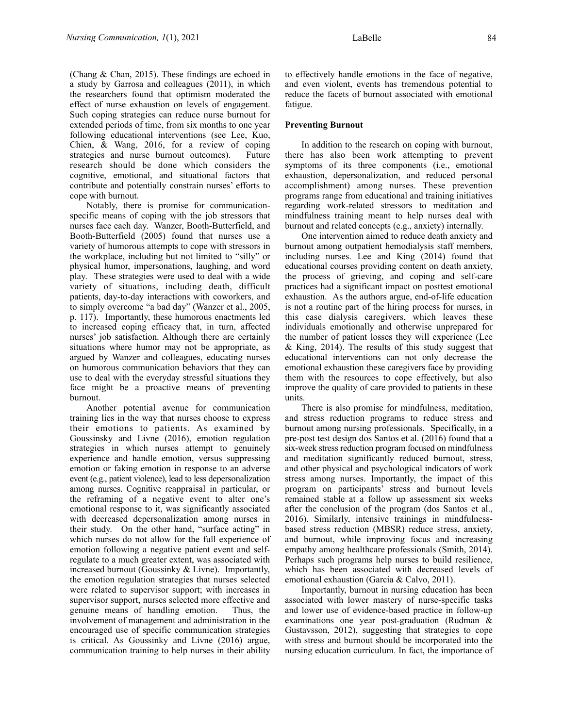(Chang & Chan, 2015). These findings are echoed in a study by Garrosa and colleagues (2011), in which the researchers found that optimism moderated the effect of nurse exhaustion on levels of engagement. Such coping strategies can reduce nurse burnout for extended periods of time, from six months to one year following educational interventions (see Lee, Kuo, Chien, & Wang, 2016, for a review of coping strategies and nurse burnout outcomes). Future research should be done which considers the cognitive, emotional, and situational factors that contribute and potentially constrain nurses' efforts to cope with burnout.

Notably, there is promise for communication-specific means of coping with the job stressors that nurses face each day. Wanzer, Booth-Butterfield, and Booth-Butterfield (2005) found that nurses use a variety of humorous attempts to cope with stressors in the workplace, including but not limited to "silly" or physical humor, impersonations, laughing, and word play. These strategies were used to deal with a wide variety of situations, including death, difficult patients, day-to-day interactions with coworkers, and to simply overcome "a bad day" (Wanzer et al., 2005, p. 117). Importantly, these humorous enactments led to increased coping efficacy that, in turn, affected nurses' job satisfaction. Although there are certainly situations where humor may not be appropriate, as argued by Wanzer and colleagues, educating nurses on humorous communication behaviors that they can use to deal with the everyday stressful situations they face might be a proactive means of preventing burnout.

Another potential avenue for communication training lies in the way that nurses choose to express their emotions to patients. As examined by Goussinsky and Livne (2016), emotion regulation strategies in which nurses attempt to genuinely experience and handle emotion, versus suppressing emotion or faking emotion in response to an adverse event (e.g., patient violence), lead to less depersonalization among nurses. Cognitive reappraisal in particular, or the reframing of a negative event to alter one's emotional response to it, was significantly associated with decreased depersonalization among nurses in their study. On the other hand, "surface acting" in which nurses do not allow for the full experience of emotion following a negative patient event and self-regulate to a much greater extent, was associated with increased burnout (Goussinky & Livne). Importantly, the emotion regulation strategies that nurses selected were related to supervisor support; with increases in supervisor support, nurses selected more effective and genuine means of handling emotion. Thus, the involvement of management and administration in the encouraged use of specific communication strategies is critical. As Goussinky and Livne (2016) argue, communication training to help nurses in their ability to effectively handle emotions in the face of negative, and even violent, events has tremendous potential to reduce the facets of burnout associated with emotional fatigue.

**Preventing Burnout**

In addition to the research on coping with burnout, there has also been work attempting to prevent symptoms of its three components (i.e., emotional exhaustion, depersonalization, and reduced personal accomplishment) among nurses. These prevention programs range from educational and training initiatives regarding work-related stressors to meditation and mindfulness training meant to help nurses deal with burnout and related concepts (e.g., anxiety) internally.

One intervention aimed to reduce death anxiety and burnout among outpatient hemodialysis staff members, including nurses. Lee and King (2014) found that educational courses providing content on death anxiety, the process of grieving, and coping and self-care practices had a significant impact on posttest emotional exhaustion. As the authors argue, end-of-life education is not a routine part of the hiring process for nurses, in this case dialysis caregivers, which leaves these individuals emotionally and otherwise unprepared for the number of patient losses they will experience (Lee & King, 2014). The results of this study suggest that educational interventions can not only decrease the emotional exhaustion these caregivers face by providing them with the resources to cope effectively, but also improve the quality of care provided to patients in these units.

There is also promise for mindfulness, meditation, and stress reduction programs to reduce stress and burnout among nursing professionals. Specifically, in a pre-post test design dos Santos et al. (2016) found that a six-week stress reduction program focused on mindfulness and meditation significantly reduced burnout, stress, and other physical and psychological indicators of work stress among nurses. Importantly, the impact of this program on participants' stress and burnout levels remained stable at a follow up assessment six weeks after the conclusion of the program (dos Santos et al., 2016). Similarly, intensive trainings in mindfulness-based stress reduction (MBSR) reduce stress, anxiety, and burnout, while improving focus and increasing empathy among healthcare professionals (Smith, 2014). Perhaps such programs help nurses to build resilience, which has been associated with decreased levels of emotional exhaustion (García & Calvo, 2011).

Importantly, burnout in nursing education has been associated with lower mastery of nurse-specific tasks and lower use of evidence-based practice in follow-up examinations one year post-graduation (Rudman & Gustavsson, 2012), suggesting that strategies to cope with stress and burnout should be incorporated into the nursing education curriculum. In fact, the importance of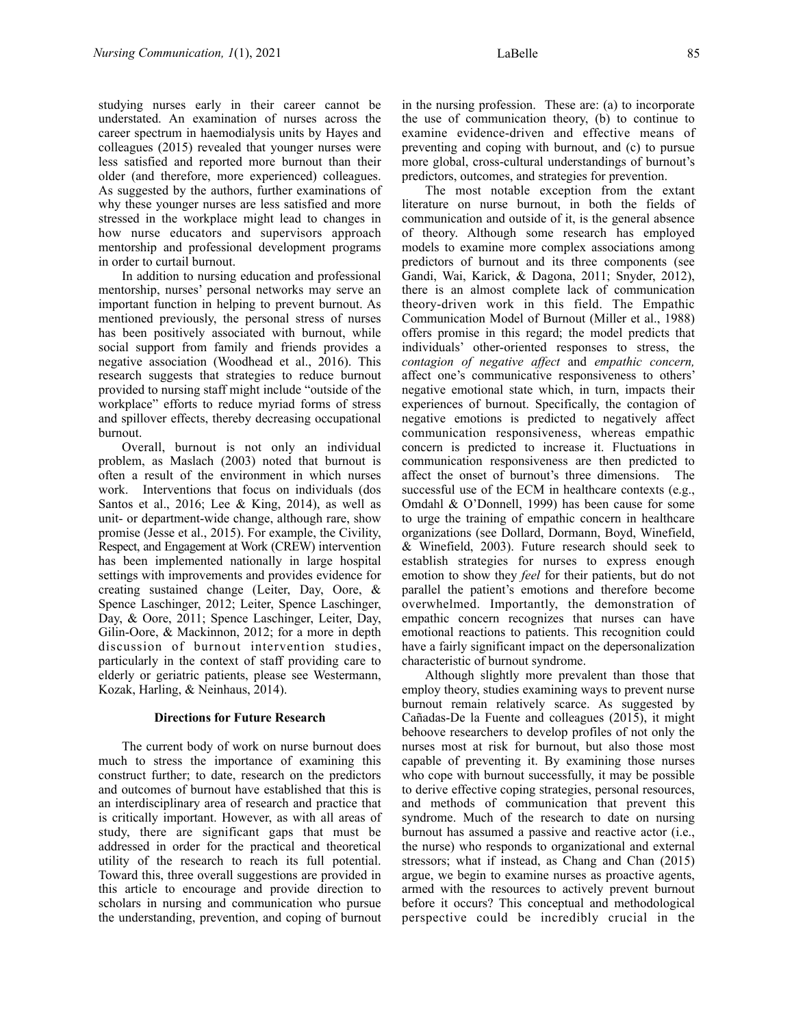studying nurses early in their career cannot be understated. An examination of nurses across the career spectrum in haemodialysis units by Hayes and colleagues (2015) revealed that younger nurses were less satisfied and reported more burnout than their older (and therefore, more experienced) colleagues. As suggested by the authors, further examinations of why these younger nurses are less satisfied and more stressed in the workplace might lead to changes in how nurse educators and supervisors approach mentorship and professional development programs in order to curtail burnout.

In addition to nursing education and professional mentorship, nurses' personal networks may serve an important function in helping to prevent burnout. As mentioned previously, the personal stress of nurses has been positively associated with burnout, while social support from family and friends provides a negative association (Woodhead et al., 2016). This research suggests that strategies to reduce burnout provided to nursing staff might include "outside of the workplace" efforts to reduce myriad forms of stress and spillover effects, thereby decreasing occupational burnout.

Overall, burnout is not only an individual problem, as Maslach (2003) noted that burnout is often a result of the environment in which nurses work. Interventions that focus on individuals (dos Santos et al., 2016; Lee & King, 2014), as well as unit- or department-wide change, although rare, show promise (Jesse et al., 2015). For example, the Civility, Respect, and Engagement at Work (CREW) intervention has been implemented nationally in large hospital settings with improvements and provides evidence for creating sustained change (Leiter, Day, Oore, & Spence Laschinger, 2012; Leiter, Spence Laschinger, Day, & Oore, 2011; Spence Laschinger, Leiter, Day, Gilin-Oore, & Mackinnon, 2012; for a more in depth discussion of burnout intervention studies, particularly in the context of staff providing care to elderly or geriatric patients, please see Westermann, Kozak, Harling, & Neinhaus, 2014).

## Directions for Future Research

The current body of work on nurse burnout does much to stress the importance of examining this construct further; to date, research on the predictors and outcomes of burnout have established that this is an interdisciplinary area of research and practice that is critically important. However, as with all areas of study, there are significant gaps that must be addressed in order for the practical and theoretical utility of the research to reach its full potential. Toward this, three overall suggestions are provided in this article to encourage and provide direction to scholars in nursing and communication who pursue the understanding, prevention, and coping of burnout in the nursing profession. These are: (a) to incorporate the use of communication theory, (b) to continue to examine evidence-driven and effective means of preventing and coping with burnout, and (c) to pursue more global, cross-cultural understandings of burnout's predictors, outcomes, and strategies for prevention.

The most notable exception from the extant literature on nurse burnout, in both the fields of communication and outside of it, is the general absence of theory. Although some research has employed models to examine more complex associations among predictors of burnout and its three components (see Gandi, Wai, Karick, & Dagona, 2011; Snyder, 2012), there is an almost complete lack of communication theory-driven work in this field. The Empathic Communication Model of Burnout (Miller et al., 1988) offers promise in this regard; the model predicts that individuals' other-oriented responses to stress, the *contagion of negative affect* and *empathic concern,* affect one's communicative responsiveness to others' negative emotional state which, in turn, impacts their experiences of burnout. Specifically, the contagion of negative emotions is predicted to negatively affect communication responsiveness, whereas empathic concern is predicted to increase it. Fluctuations in communication responsiveness are then predicted to affect the onset of burnout's three dimensions. The successful use of the ECM in healthcare contexts (e.g., Omdahl & O'Donnell, 1999) has been cause for some to urge the training of empathic concern in healthcare organizations (see Dollard, Dormann, Boyd, Winefield, & Winefield, 2003). Future research should seek to establish strategies for nurses to express enough emotion to show they *feel* for their patients, but do not parallel the patient's emotions and therefore become overwhelmed. Importantly, the demonstration of empathic concern recognizes that nurses can have emotional reactions to patients. This recognition could have a fairly significant impact on the depersonalization characteristic of burnout syndrome.

Although slightly more prevalent than those that employ theory, studies examining ways to prevent nurse burnout remain relatively scarce. As suggested by Cañadas-De la Fuente and colleagues (2015), it might behoove researchers to develop profiles of not only the nurses most at risk for burnout, but also those most capable of preventing it. By examining those nurses who cope with burnout successfully, it may be possible to derive effective coping strategies, personal resources, and methods of communication that prevent this syndrome. Much of the research to date on nursing burnout has assumed a passive and reactive actor (i.e., the nurse) who responds to organizational and external stressors; what if instead, as Chang and Chan (2015) argue, we begin to examine nurses as proactive agents, armed with the resources to actively prevent burnout before it occurs? This conceptual and methodological perspective could be incredibly crucial in the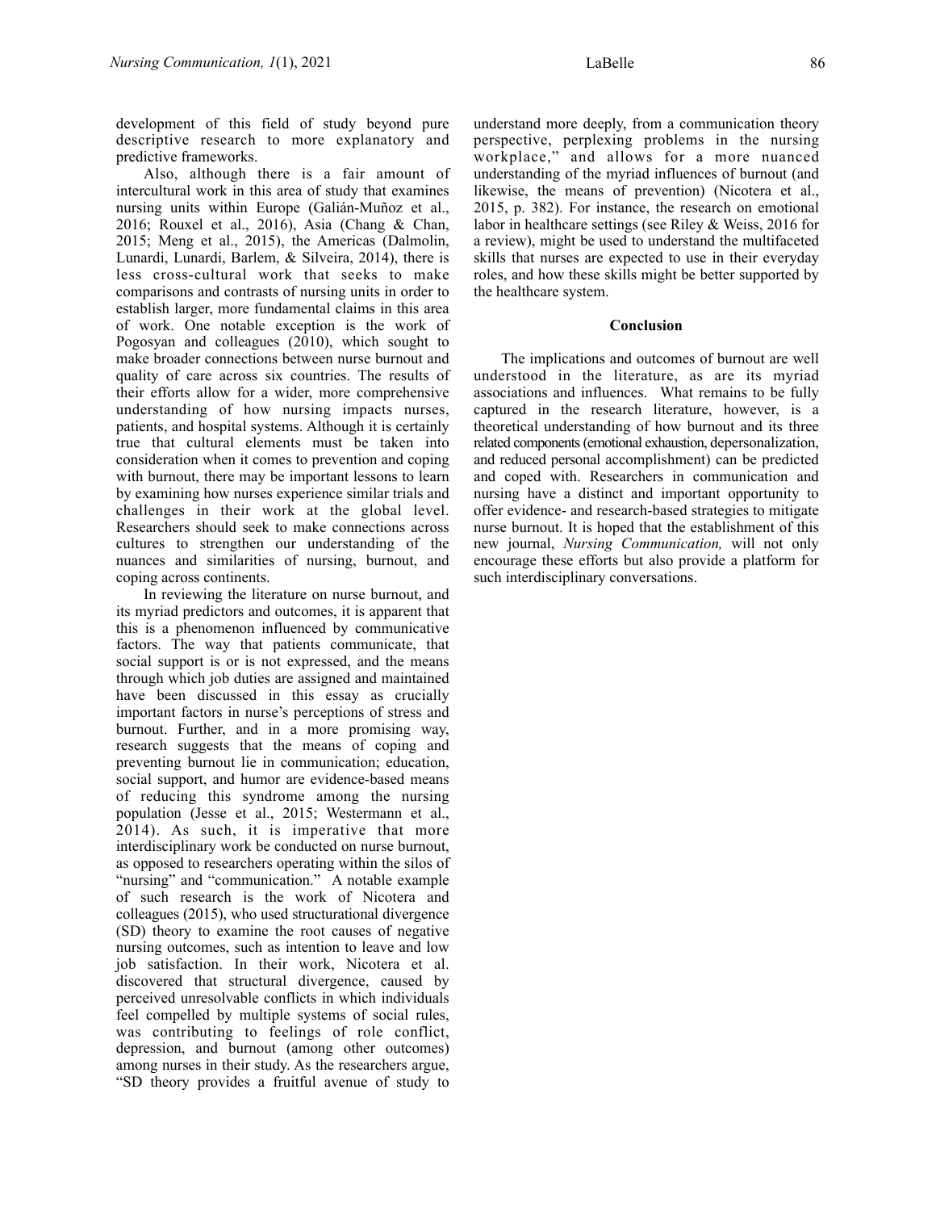development of this field of study beyond pure descriptive research to more explanatory and predictive frameworks.

Also, although there is a fair amount of intercultural work in this area of study that examines nursing units within Europe (Galián-Muñoz et al., 2016; Rouxel et al., 2016), Asia (Chang & Chan, 2015; Meng et al., 2015), the Americas (Dalmolin, Lunardi, Lunardi, Barlem, & Silveira, 2014), there is less cross-cultural work that seeks to make comparisons and contrasts of nursing units in order to establish larger, more fundamental claims in this area of work. One notable exception is the work of Pogosyan and colleagues (2010), which sought to make broader connections between nurse burnout and quality of care across six countries. The results of their efforts allow for a wider, more comprehensive understanding of how nursing impacts nurses, patients, and hospital systems. Although it is certainly true that cultural elements must be taken into consideration when it comes to prevention and coping with burnout, there may be important lessons to learn by examining how nurses experience similar trials and challenges in their work at the global level. Researchers should seek to make connections across cultures to strengthen our understanding of the nuances and similarities of nursing, burnout, and coping across continents.

In reviewing the literature on nurse burnout, and its myriad predictors and outcomes, it is apparent that this is a phenomenon influenced by communicative factors. The way that patients communicate, that social support is or is not expressed, and the means through which job duties are assigned and maintained have been discussed in this essay as crucially important factors in nurse's perceptions of stress and burnout. Further, and in a more promising way, research suggests that the means of coping and preventing burnout lie in communication; education, social support, and humor are evidence-based means of reducing this syndrome among the nursing population (Jesse et al., 2015; Westermann et al., 2014). As such, it is imperative that more interdisciplinary work be conducted on nurse burnout, as opposed to researchers operating within the silos of "nursing" and "communication." A notable example of such research is the work of Nicotera and colleagues (2015), who used structurational divergence (SD) theory to examine the root causes of negative nursing outcomes, such as intention to leave and low job satisfaction. In their work, Nicotera et al. discovered that structural divergence, caused by perceived unresolvable conflicts in which individuals feel compelled by multiple systems of social rules, was contributing to feelings of role conflict, depression, and burnout (among other outcomes) among nurses in their study. As the researchers argue, "SD theory provides a fruitful avenue of study to understand more deeply, from a communication theory perspective, perplexing problems in the nursing workplace," and allows for a more nuanced understanding of the myriad influences of burnout (and likewise, the means of prevention) (Nicotera et al., 2015, p. 382). For instance, the research on emotional labor in healthcare settings (see Riley & Weiss, 2016 for a review), might be used to understand the multifaceted skills that nurses are expected to use in their everyday roles, and how these skills might be better supported by the healthcare system.

## Conclusion

The implications and outcomes of burnout are well understood in the literature, as are its myriad associations and influences. What remains to be fully captured in the research literature, however, is a theoretical understanding of how burnout and its three related components (emotional exhaustion, depersonalization, and reduced personal accomplishment) can be predicted and coped with. Researchers in communication and nursing have a distinct and important opportunity to offer evidence- and research-based strategies to mitigate nurse burnout. It is hoped that the establishment of this new journal, *Nursing Communication,* will not only encourage these efforts but also provide a platform for such interdisciplinary conversations.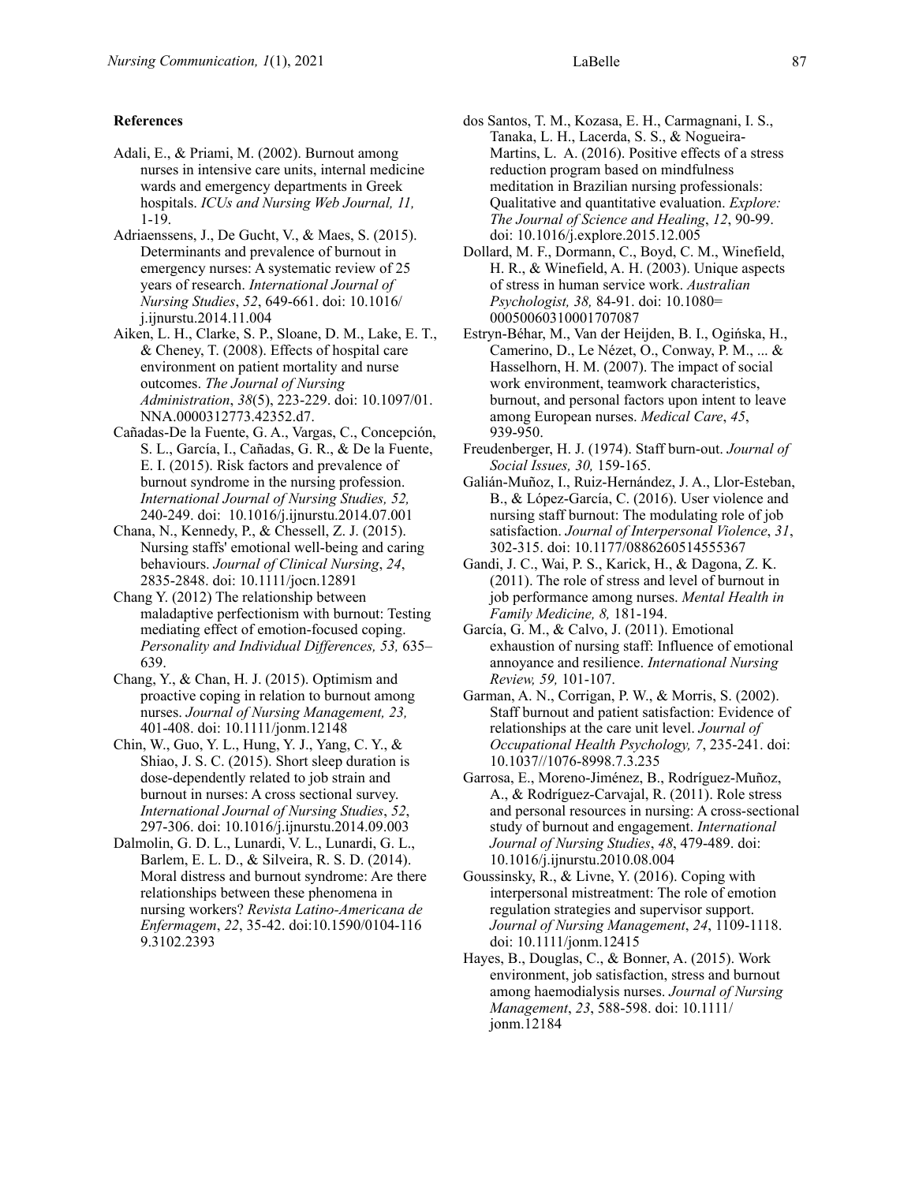**References**

Adali, E., & Priami, M. (2002). Burnout among nurses in intensive care units, internal medicine wards and emergency departments in Greek hospitals. *ICUs and Nursing Web Journal, 11,* 1-19.

Adriaenssens, J., De Gucht, V., & Maes, S. (2015). Determinants and prevalence of burnout in emergency nurses: A systematic review of 25 years of research. *International Journal of Nursing Studies*, *52*, 649-661. doi: 10.1016/j.ijnurstu.2014.11.004

Aiken, L. H., Clarke, S. P., Sloane, D. M., Lake, E. T., & Cheney, T. (2008). Effects of hospital care environment on patient mortality and nurse outcomes. *The Journal of Nursing Administration*, *38*(5), 223-229. doi: 10.1097/01.NNA.0000312773.42352.d7.

Cañadas-De la Fuente, G. A., Vargas, C., Concepción, S. L., García, I., Cañadas, G. R., & De la Fuente, E. I. (2015). Risk factors and prevalence of burnout syndrome in the nursing profession. *International Journal of Nursing Studies, 52,* 240-249. doi: 10.1016/j.ijnurstu.2014.07.001

Chana, N., Kennedy, P., & Chessell, Z. J. (2015). Nursing staffs' emotional well-being and caring behaviours. *Journal of Clinical Nursing*, *24*, 2835-2848. doi: 10.1111/jocn.12891

Chang Y. (2012) The relationship between maladaptive perfectionism with burnout: Testing mediating effect of emotion-focused coping. *Personality and Individual Differences, 53,* 635–639.

Chang, Y., & Chan, H. J. (2015). Optimism and proactive coping in relation to burnout among nurses. *Journal of Nursing Management, 23,* 401-408. doi: 10.1111/jonm.12148

Chin, W., Guo, Y. L., Hung, Y. J., Yang, C. Y., & Shiao, J. S. C. (2015). Short sleep duration is dose-dependently related to job strain and burnout in nurses: A cross sectional survey. *International Journal of Nursing Studies*, *52*, 297-306. doi: 10.1016/j.ijnurstu.2014.09.003

Dalmolin, G. D. L., Lunardi, V. L., Lunardi, G. L., Barlem, E. L. D., & Silveira, R. S. D. (2014). Moral distress and burnout syndrome: Are there relationships between these phenomena in nursing workers? *Revista Latino-Americana de Enfermagem*, *22*, 35-42. doi:10.1590/0104-1169.3102.2393

dos Santos, T. M., Kozasa, E. H., Carmagnani, I. S., Tanaka, L. H., Lacerda, S. S., & Nogueira-Martins, L. A. (2016). Positive effects of a stress reduction program based on mindfulness meditation in Brazilian nursing professionals: Qualitative and quantitative evaluation. *Explore: The Journal of Science and Healing*, *12*, 90-99. doi: 10.1016/j.explore.2015.12.005

Dollard, M. F., Dormann, C., Boyd, C. M., Winefield, H. R., & Winefield, A. H. (2003). Unique aspects of stress in human service work. *Australian Psychologist, 38,* 84-91. doi: 10.1080=00050060310001707087

Estryn-Béhar, M., Van der Heijden, B. I., Ogińska, H., Camerino, D., Le Nézet, O., Conway, P. M., ... & Hasselhorn, H. M. (2007). The impact of social work environment, teamwork characteristics, burnout, and personal factors upon intent to leave among European nurses. *Medical Care*, *45*, 939-950.

Freudenberger, H. J. (1974). Staff burn-out. *Journal of Social Issues, 30,* 159-165.

Galián-Muñoz, I., Ruiz-Hernández, J. A., Llor-Esteban, B., & López-García, C. (2016). User violence and nursing staff burnout: The modulating role of job satisfaction. *Journal of Interpersonal Violence*, *31*, 302-315. doi: 10.1177/0886260514555367

Gandi, J. C., Wai, P. S., Karick, H., & Dagona, Z. K. (2011). The role of stress and level of burnout in job performance among nurses. *Mental Health in Family Medicine, 8,* 181-194.

García, G. M., & Calvo, J. (2011). Emotional exhaustion of nursing staff: Influence of emotional annoyance and resilience. *International Nursing Review, 59,* 101-107.

Garman, A. N., Corrigan, P. W., & Morris, S. (2002). Staff burnout and patient satisfaction: Evidence of relationships at the care unit level. *Journal of Occupational Health Psychology, 7*, 235-241. doi: 10.1037//1076-8998.7.3.235

Garrosa, E., Moreno-Jiménez, B., Rodríguez-Muñoz, A., & Rodríguez-Carvajal, R. (2011). Role stress and personal resources in nursing: A cross-sectional study of burnout and engagement. *International Journal of Nursing Studies*, *48*, 479-489. doi: 10.1016/j.ijnurstu.2010.08.004

Goussinsky, R., & Livne, Y. (2016). Coping with interpersonal mistreatment: The role of emotion regulation strategies and supervisor support. *Journal of Nursing Management*, *24*, 1109-1118. doi: 10.1111/jonm.12415

Hayes, B., Douglas, C., & Bonner, A. (2015). Work environment, job satisfaction, stress and burnout among haemodialysis nurses. *Journal of Nursing Management*, *23*, 588-598. doi: 10.1111/jonm.12184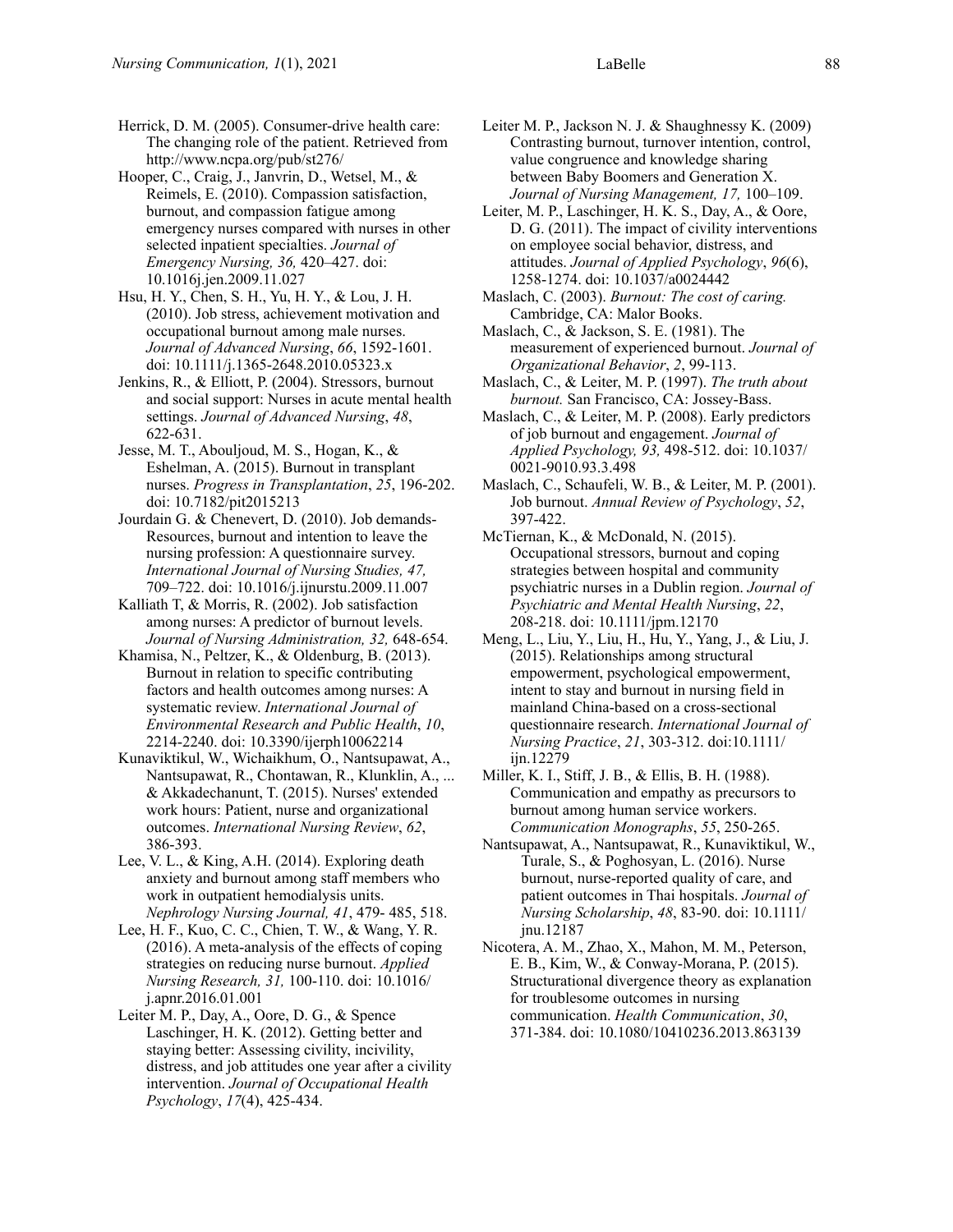Herrick, D. M. (2005). Consumer-drive health care: The changing role of the patient. Retrieved from http://www.ncpa.org/pub/st276/

Hooper, C., Craig, J., Janvrin, D., Wetsel, M., & Reimels, E. (2010). Compassion satisfaction, burnout, and compassion fatigue among emergency nurses compared with nurses in other selected inpatient specialties. *Journal of Emergency Nursing, 36,* 420–427. doi: 10.1016j.jen.2009.11.027

Hsu, H. Y., Chen, S. H., Yu, H. Y., & Lou, J. H. (2010). Job stress, achievement motivation and occupational burnout among male nurses. *Journal of Advanced Nursing*, *66*, 1592-1601. doi: 10.1111/j.1365-2648.2010.05323.x

Jenkins, R., & Elliott, P. (2004). Stressors, burnout and social support: Nurses in acute mental health settings. *Journal of Advanced Nursing*, *48*, 622-631.

Jesse, M. T., Abouljoud, M. S., Hogan, K., & Eshelman, A. (2015). Burnout in transplant nurses. *Progress in Transplantation*, *25*, 196-202. doi: 10.7182/pit2015213

Jourdain G. & Chenevert, D. (2010). Job demands-Resources, burnout and intention to leave the nursing profession: A questionnaire survey. *International Journal of Nursing Studies, 47,* 709–722. doi: 10.1016/j.ijnurstu.2009.11.007

Kalliath T, & Morris, R. (2002). Job satisfaction among nurses: A predictor of burnout levels. *Journal of Nursing Administration, 32,* 648-654.

Khamisa, N., Peltzer, K., & Oldenburg, B. (2013). Burnout in relation to specific contributing factors and health outcomes among nurses: A systematic review. *International Journal of Environmental Research and Public Health*, *10*, 2214-2240. doi: 10.3390/ijerph10062214

Kunaviktikul, W., Wichaikhum, O., Nantsupawat, A., Nantsupawat, R., Chontawan, R., Klunklin, A., ... & Akkadechanunt, T. (2015). Nurses' extended work hours: Patient, nurse and organizational outcomes. *International Nursing Review*, *62*, 386-393.

Lee, V. L., & King, A.H. (2014). Exploring death anxiety and burnout among staff members who work in outpatient hemodialysis units. *Nephrology Nursing Journal, 41*, 479- 485, 518.

Lee, H. F., Kuo, C. C., Chien, T. W., & Wang, Y. R. (2016). A meta-analysis of the effects of coping strategies on reducing nurse burnout. *Applied Nursing Research, 31,* 100-110. doi: 10.1016/j.apnr.2016.01.001

Leiter M. P., Day, A., Oore, D. G., & Spence Laschinger, H. K. (2012). Getting better and staying better: Assessing civility, incivility, distress, and job attitudes one year after a civility intervention. *Journal of Occupational Health Psychology*, *17*(4), 425-434.

Leiter M. P., Jackson N. J. & Shaughnessy K. (2009) Contrasting burnout, turnover intention, control, value congruence and knowledge sharing between Baby Boomers and Generation X. *Journal of Nursing Management, 17,* 100–109.

Leiter, M. P., Laschinger, H. K. S., Day, A., & Oore, D. G. (2011). The impact of civility interventions on employee social behavior, distress, and attitudes. *Journal of Applied Psychology*, *96*(6), 1258-1274. doi: 10.1037/a0024442

Maslach, C. (2003). *Burnout: The cost of caring.* Cambridge, CA: Malor Books.

Maslach, C., & Jackson, S. E. (1981). The measurement of experienced burnout. *Journal of Organizational Behavior*, *2*, 99-113.

Maslach, C., & Leiter, M. P. (1997). *The truth about burnout.* San Francisco, CA: Jossey-Bass.

Maslach, C., & Leiter, M. P. (2008). Early predictors of job burnout and engagement. *Journal of Applied Psychology, 93,* 498-512. doi: 10.1037/0021-9010.93.3.498

Maslach, C., Schaufeli, W. B., & Leiter, M. P. (2001). Job burnout. *Annual Review of Psychology*, *52*, 397-422.

McTiernan, K., & McDonald, N. (2015). Occupational stressors, burnout and coping strategies between hospital and community psychiatric nurses in a Dublin region. *Journal of Psychiatric and Mental Health Nursing*, *22*, 208-218. doi: 10.1111/jpm.12170

Meng, L., Liu, Y., Liu, H., Hu, Y., Yang, J., & Liu, J. (2015). Relationships among structural empowerment, psychological empowerment, intent to stay and burnout in nursing field in mainland China-based on a cross-sectional questionnaire research. *International Journal of Nursing Practice*, *21*, 303-312. doi:10.1111/ijn.12279

Miller, K. I., Stiff, J. B., & Ellis, B. H. (1988). Communication and empathy as precursors to burnout among human service workers. *Communication Monographs*, *55*, 250-265.

Nantsupawat, A., Nantsupawat, R., Kunaviktikul, W., Turale, S., & Poghosyan, L. (2016). Nurse burnout, nurse-reported quality of care, and patient outcomes in Thai hospitals. *Journal of Nursing Scholarship*, *48*, 83-90. doi: 10.1111/jnu.12187

Nicotera, A. M., Zhao, X., Mahon, M. M., Peterson, E. B., Kim, W., & Conway-Morana, P. (2015). Structurational divergence theory as explanation for troublesome outcomes in nursing communication. *Health Communication*, *30*, 371-384. doi: 10.1080/10410236.2013.863139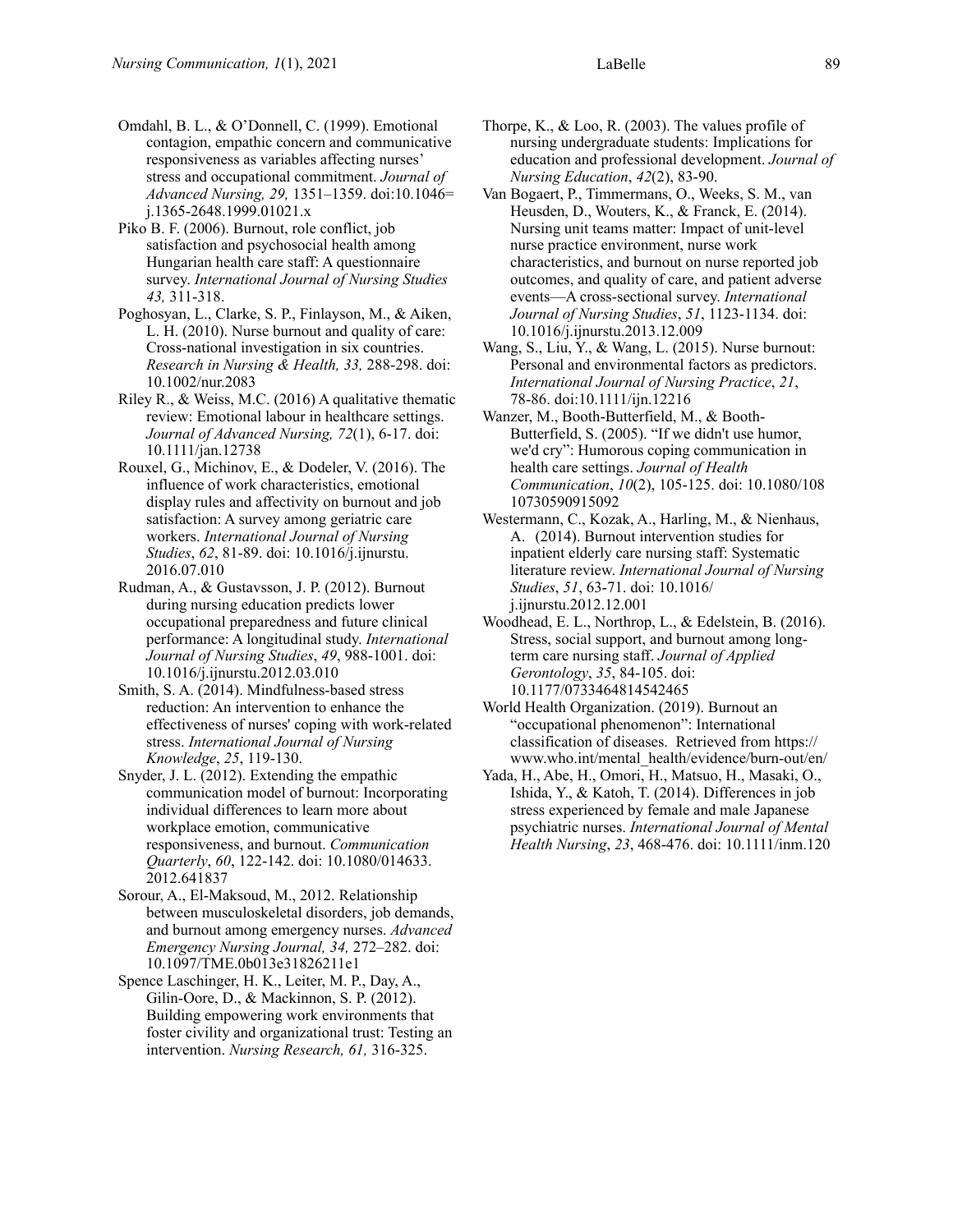Omdahl, B. L., & O'Donnell, C. (1999). Emotional contagion, empathic concern and communicative responsiveness as variables affecting nurses' stress and occupational commitment. *Journal of Advanced Nursing, 29,* 1351–1359. doi:10.1046= j.1365-2648.1999.01021.x

Piko B. F. (2006). Burnout, role conflict, job satisfaction and psychosocial health among Hungarian health care staff: A questionnaire survey. *International Journal of Nursing Studies 43,* 311-318.

Poghosyan, L., Clarke, S. P., Finlayson, M., & Aiken, L. H. (2010). Nurse burnout and quality of care: Cross-national investigation in six countries. *Research in Nursing & Health, 33,* 288-298. doi: 10.1002/nur.2083

Riley R., & Weiss, M.C. (2016) A qualitative thematic review: Emotional labour in healthcare settings. *Journal of Advanced Nursing, 72*(1), 6-17. doi: 10.1111/jan.12738

Rouxel, G., Michinov, E., & Dodeler, V. (2016). The influence of work characteristics, emotional display rules and affectivity on burnout and job satisfaction: A survey among geriatric care workers. *International Journal of Nursing Studies*, *62*, 81-89. doi: 10.1016/j.ijnurstu. 2016.07.010

Rudman, A., & Gustavsson, J. P. (2012). Burnout during nursing education predicts lower occupational preparedness and future clinical performance: A longitudinal study. *International Journal of Nursing Studies*, *49*, 988-1001. doi: 10.1016/j.ijnurstu.2012.03.010

Smith, S. A. (2014). Mindfulness-based stress reduction: An intervention to enhance the effectiveness of nurses' coping with work-related stress. *International Journal of Nursing Knowledge*, *25*, 119-130.

Snyder, J. L. (2012). Extending the empathic communication model of burnout: Incorporating individual differences to learn more about workplace emotion, communicative responsiveness, and burnout. *Communication Quarterly*, *60*, 122-142. doi: 10.1080/014633. 2012.641837

Sorour, A., El-Maksoud, M., 2012. Relationship between musculoskeletal disorders, job demands, and burnout among emergency nurses. *Advanced Emergency Nursing Journal, 34,* 272–282. doi: 10.1097/TME.0b013e31826211e1

Spence Laschinger, H. K., Leiter, M. P., Day, A., Gilin-Oore, D., & Mackinnon, S. P. (2012). Building empowering work environments that foster civility and organizational trust: Testing an intervention. *Nursing Research, 61,* 316-325.

Thorpe, K., & Loo, R. (2003). The values profile of nursing undergraduate students: Implications for education and professional development. *Journal of Nursing Education*, *42*(2), 83-90.

Van Bogaert, P., Timmermans, O., Weeks, S. M., van Heusden, D., Wouters, K., & Franck, E. (2014). Nursing unit teams matter: Impact of unit-level nurse practice environment, nurse work characteristics, and burnout on nurse reported job outcomes, and quality of care, and patient adverse events—A cross-sectional survey. *International Journal of Nursing Studies*, *51*, 1123-1134. doi: 10.1016/j.ijnurstu.2013.12.009

Wang, S., Liu, Y., & Wang, L. (2015). Nurse burnout: Personal and environmental factors as predictors. *International Journal of Nursing Practice*, *21*, 78-86. doi:10.1111/ijn.12216

Wanzer, M., Booth-Butterfield, M., & Booth-Butterfield, S. (2005). "If we didn't use humor, we'd cry": Humorous coping communication in health care settings. *Journal of Health Communication*, *10*(2), 105-125. doi: 10.1080/108 10730590915092

Westermann, C., Kozak, A., Harling, M., & Nienhaus, A. (2014). Burnout intervention studies for inpatient elderly care nursing staff: Systematic literature review. *International Journal of Nursing Studies*, *51*, 63-71. doi: 10.1016/ j.ijnurstu.2012.12.001

Woodhead, E. L., Northrop, L., & Edelstein, B. (2016). Stress, social support, and burnout among long-term care nursing staff. *Journal of Applied Gerontology*, *35*, 84-105. doi: 10.1177/0733464814542465

World Health Organization. (2019). Burnout an "occupational phenomenon": International classification of diseases. Retrieved from https:// www.who.int/mental_health/evidence/burn-out/en/

Yada, H., Abe, H., Omori, H., Matsuo, H., Masaki, O., Ishida, Y., & Katoh, T. (2014). Differences in job stress experienced by female and male Japanese psychiatric nurses. *International Journal of Mental Health Nursing*, *23*, 468-476. doi: 10.1111/inm.120